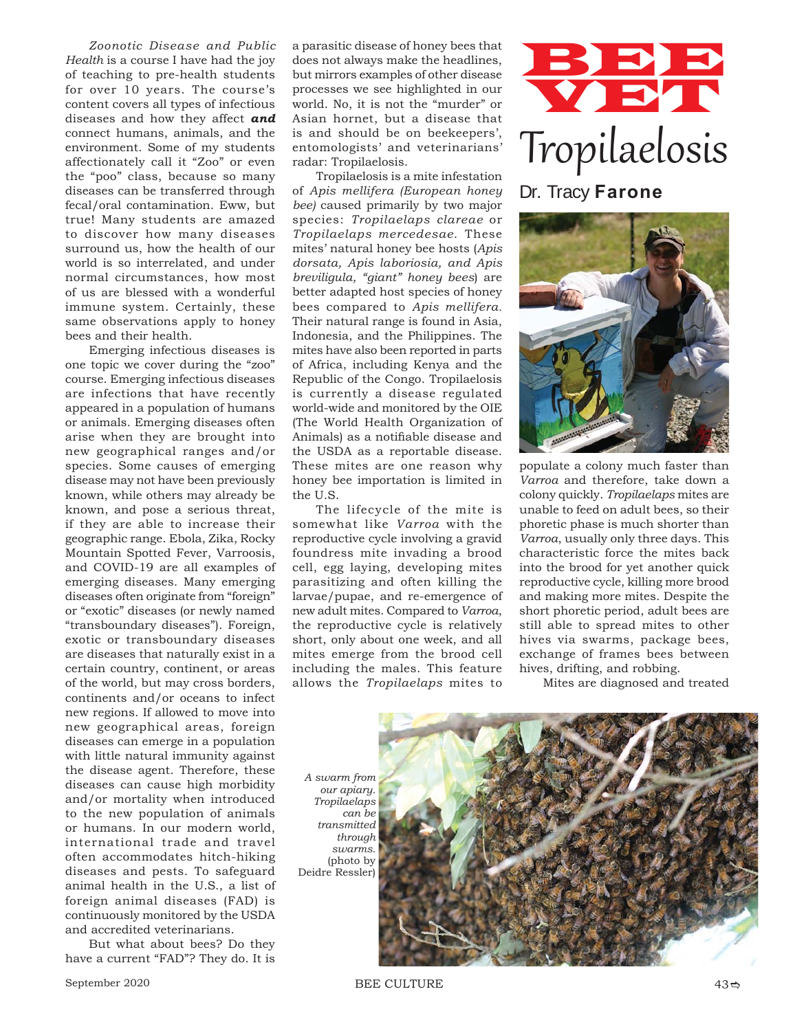# BEE VET

# Tropilaelosis

Dr. Tracy **Farone**

*Zoonotic Disease and Public Health* is a course I have had the joy of teaching to pre-health students for over 10 years. The course's content covers all types of infectious diseases and how they affect ***and*** connect humans, animals, and the environment. Some of my students affectionately call it "Zoo" or even the "poo" class, because so many diseases can be transferred through fecal/oral contamination. Eww, but true! Many students are amazed to discover how many diseases surround us, how the health of our world is so interrelated, and under normal circumstances, how most of us are blessed with a wonderful immune system. Certainly, these same observations apply to honey bees and their health.

Emerging infectious diseases is one topic we cover during the "zoo" course. Emerging infectious diseases are infections that have recently appeared in a population of humans or animals. Emerging diseases often arise when they are brought into new geographical ranges and/or species. Some causes of emerging disease may not have been previously known, while others may already be known, and pose a serious threat, if they are able to increase their geographic range. Ebola, Zika, Rocky Mountain Spotted Fever, Varroosis, and COVID-19 are all examples of emerging diseases. Many emerging diseases often originate from "foreign" or "exotic" diseases (or newly named "transboundary diseases"). Foreign, exotic or transboundary diseases are diseases that naturally exist in a certain country, continent, or areas of the world, but may cross borders, continents and/or oceans to infect new regions. If allowed to move into new geographical areas, foreign diseases can emerge in a population with little natural immunity against the disease agent. Therefore, these diseases can cause high morbidity and/or mortality when introduced to the new population of animals or humans. In our modern world, international trade and travel often accommodates hitch-hiking diseases and pests. To safeguard animal health in the U.S., a list of foreign animal diseases (FAD) is continuously monitored by the USDA and accredited veterinarians.

But what about bees? Do they have a current "FAD"? They do. It is a parasitic disease of honey bees that does not always make the headlines, but mirrors examples of other disease processes we see highlighted in our world. No, it is not the "murder" or Asian hornet, but a disease that is and should be on beekeepers', entomologists' and veterinarians' radar: Tropilaelosis.

Tropilaelosis is a mite infestation of *Apis mellifera (European honey bee)* caused primarily by two major species: *Tropilaelaps clareae* or *Tropilaelaps mercedesae*. These mites' natural honey bee hosts (*Apis dorsata, Apis laboriosia, and Apis breviligula, "giant" honey bees*) are better adapted host species of honey bees compared to *Apis mellifera*. Their natural range is found in Asia, Indonesia, and the Philippines. The mites have also been reported in parts of Africa, including Kenya and the Republic of the Congo. Tropilaelosis is currently a disease regulated world-wide and monitored by the OIE (The World Health Organization of Animals) as a notifiable disease and the USDA as a reportable disease. These mites are one reason why honey bee importation is limited in the U.S.

The lifecycle of the mite is somewhat like *Varroa* with the reproductive cycle involving a gravid foundress mite invading a brood cell, egg laying, developing mites parasitizing and often killing the larvae/pupae, and re-emergence of new adult mites. Compared to *Varroa*, the reproductive cycle is relatively short, only about one week, and all mites emerge from the brood cell including the males. This feature allows the *Tropilaelaps* mites to populate a colony much faster than *Varroa* and therefore, take down a colony quickly. *Tropilaelaps* mites are unable to feed on adult bees, so their phoretic phase is much shorter than *Varroa*, usually only three days. This characteristic force the mites back into the brood for yet another quick reproductive cycle, killing more brood and making more mites. Despite the short phoretic period, adult bees are still able to spread mites to other hives via swarms, package bees, exchange of frames bees between hives, drifting, and robbing.

Mites are diagnosed and treated

*A swarm from our apiary. Tropilaelaps can be transmitted through swarms.* (photo by Deidre Ressler)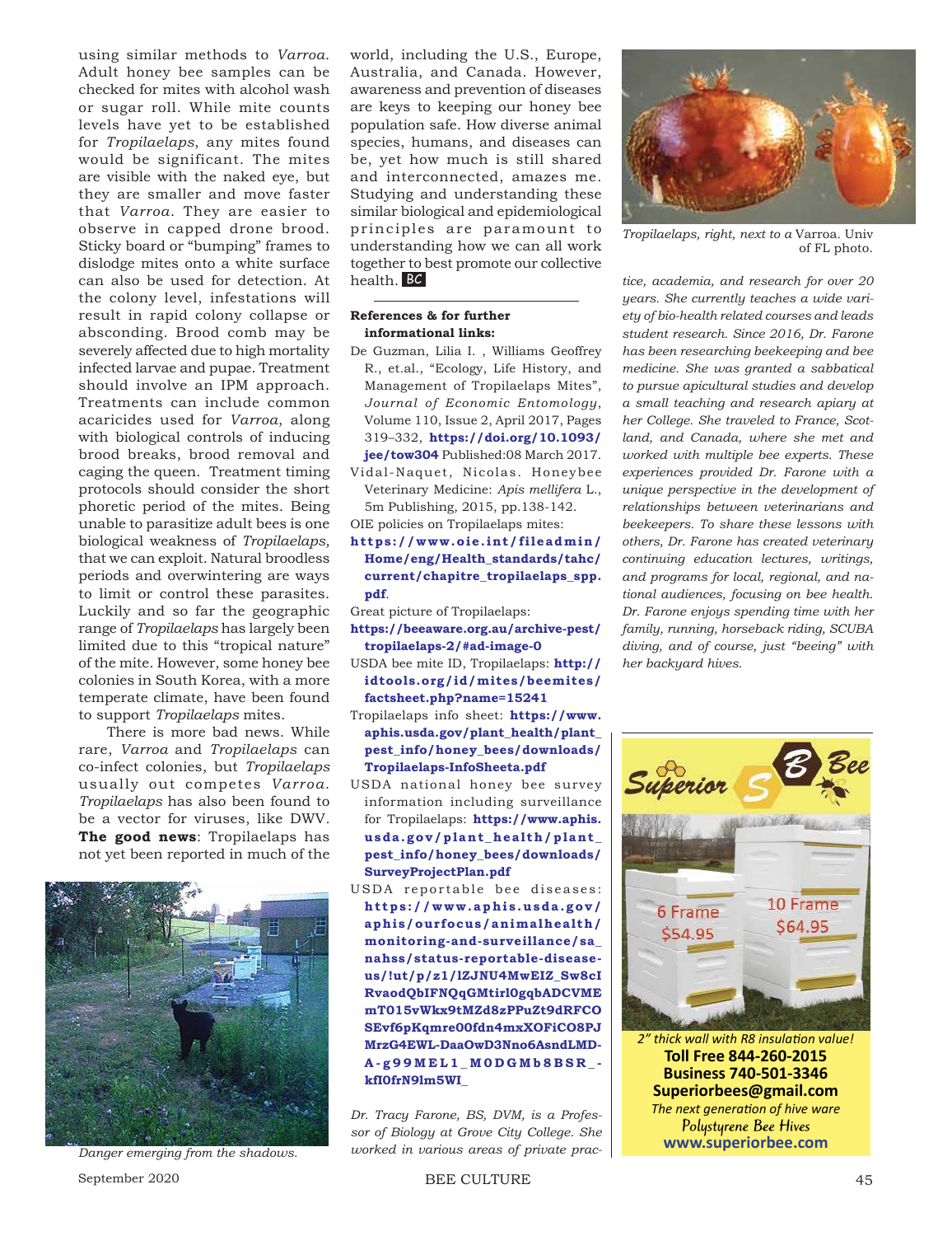using similar methods to *Varroa*. Adult honey bee samples can be checked for mites with alcohol wash or sugar roll. While mite counts levels have yet to be established for *Tropilaelaps*, any mites found would be significant. The mites are visible with the naked eye, but they are smaller and move faster that *Varroa*. They are easier to observe in capped drone brood. Sticky board or "bumping" frames to dislodge mites onto a white surface can also be used for detection. At the colony level, infestations will result in rapid colony collapse or absconding. Brood comb may be severely affected due to high mortality infected larvae and pupae. Treatment should involve an IPM approach. Treatments can include common acaricides used for *Varroa*, along with biological controls of inducing brood breaks, brood removal and caging the queen. Treatment timing protocols should consider the short phoretic period of the mites. Being unable to parasitize adult bees is one biological weakness of *Tropilaelaps,* that we can exploit. Natural broodless periods and overwintering are ways to limit or control these parasites. Luckily and so far the geographic range of *Tropilaelaps* has largely been limited due to this "tropical nature" of the mite. However, some honey bee colonies in South Korea, with a more temperate climate, have been found to support *Tropilaelaps* mites.

There is more bad news. While rare, *Varroa* and *Tropilaelaps* can co-infect colonies, but *Tropilaelaps* usually out competes *Varroa*. *Tropilaelaps* has also been found to be a vector for viruses, like DWV. **The good news**: Tropilaelaps has not yet been reported in much of the world, including the U.S., Europe, Australia, and Canada. However, awareness and prevention of diseases are keys to keeping our honey bee population safe. How diverse animal species, humans, and diseases can be, yet how much is still shared and interconnected, amazes me. Studying and understanding these similar biological and epidemiological principles are paramount to understanding how we can all work together to best promote our collective health. BC

Danger emerging from the shadows.

**References & for further informational links:**

De Guzman, Lilia I. , Williams Geoffrey R., et.al., "Ecology, Life History, and Management of Tropilaelaps Mites", *Journal of Economic Entomology*, Volume 110, Issue 2, April 2017, Pages 319–332, **https://doi.org/10.1093/jee/tow304** Published:08 March 2017.

Vidal-Naquet, Nicolas. Honeybee Veterinary Medicine: *Apis mellifera* L., 5m Publishing, 2015, pp.138-142.

OIE policies on Tropilaelaps mites: **https://www.oie.int/fileadmin/Home/eng/Health_standards/tahc/current/chapitre_tropilaelaps_spp.pdf**.

Great picture of Tropilaelaps: **https://beeaware.org.au/archive-pest/tropilaelaps-2/#ad-image-0**

USDA bee mite ID, Tropilaelaps: **http://idtools.org/id/mites/beemites/factsheet.php?name=15241**

Tropilaelaps info sheet: **https://www.aphis.usda.gov/plant_health/plant_pest_info/honey_bees/downloads/Tropilaelaps-InfoSheeta.pdf**

USDA national honey bee survey information including surveillance for Tropilaelaps: **https://www.aphis.usda.gov/plant_health/plant_pest_info/honey_bees/downloads/SurveyProjectPlan.pdf**

USDA reportable bee diseases: **https://www.aphis.usda.gov/aphis/ourfocus/animalhealth/monitoring-and-surveillance/sa_nahss/status-reportable-disease-us/!ut/p/z1/lZJNU4MwEIZ_Sw8cIRvaodQbIFNQqGMtirl0gqbADCVMEmT015vWkx9tMZd8zPPuZt9dRFCOSEvf6pKqmre00fdn4mxXOFiCO8PJMrzG4EWL-DaaOwD3Nno6AsndLMD-A-g99MEL1_M0DGMb8BSR_-kfI0frN9lm5WI_**

*Dr. Tracy Farone, BS, DVM, is a Professor of Biology at Grove City College. She worked in various areas of private practice, academia, and research for over 20 years. She currently teaches a wide variety of bio-health related courses and leads student research. Since 2016, Dr. Farone has been researching beekeeping and bee medicine. She was granted a sabbatical to pursue apicultural studies and develop a small teaching and research apiary at her College. She traveled to France, Scotland, and Canada, where she met and worked with multiple bee experts. These experiences provided Dr. Farone with a unique perspective in the development of relationships between veterinarians and beekeepers. To share these lessons with others, Dr. Farone has created veterinary continuing education lectures, writings, and programs for local, regional, and national audiences, focusing on bee health. Dr. Farone enjoys spending time with her family, running, horseback riding, SCUBA diving, and of course, just "beeing" with her backyard hives.*

*Tropilaelaps, right, next to a* Varroa. Univ of FL photo.

Superior B Bee

6 Frame $54.95

10 Frame $64.95

*2" thick wall with R8 insulation value!*

**Toll Free 844-260-2015**

**Business 740-501-3346**

**Superiorbees@gmail.com**

*The next generation of hive ware*

Polystyrene Bee Hives

**www.superiorbee.com**